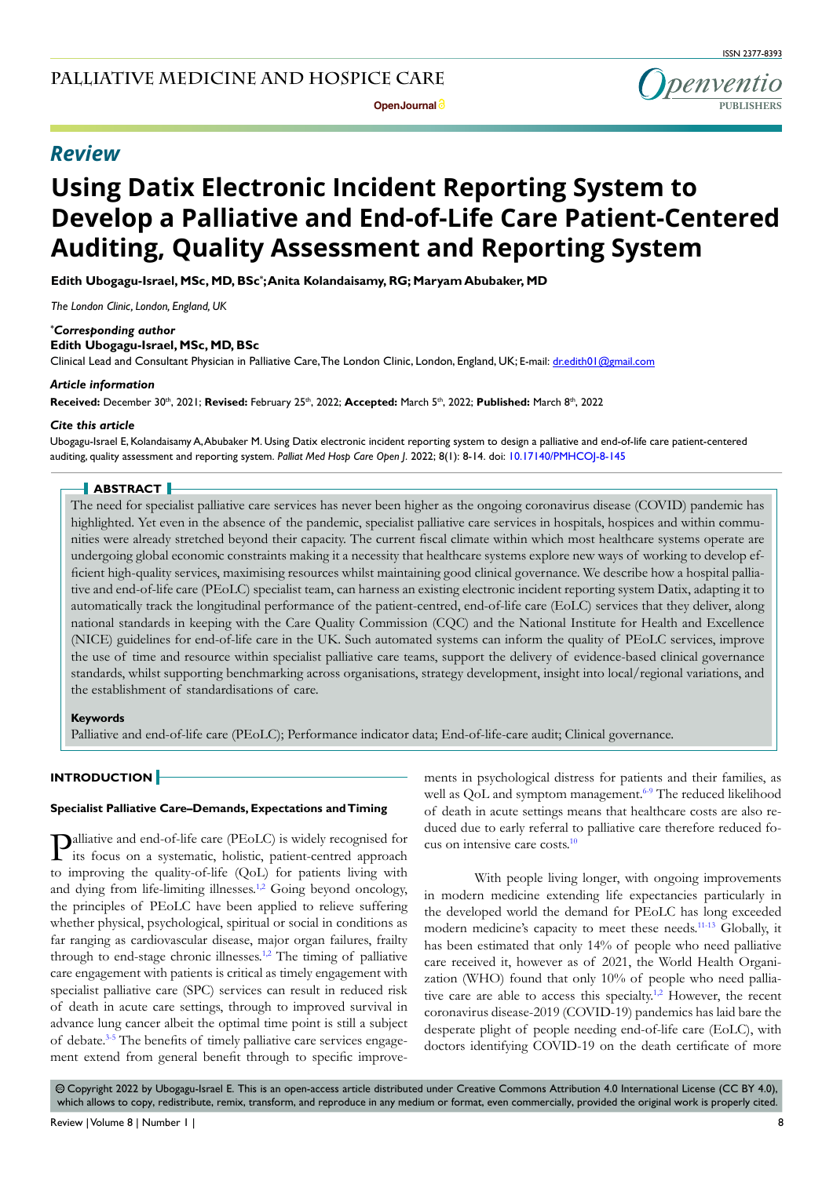# Review

# Using Datix Electronic Incident Reporting System to Develop a Palliative and End-of-Life Care Patient-Centered Auditing, Quality Assessment and Reporting System

**Edith Ubogagu-Israel, MSc, MD, BSc*; Anita Kolandaisamy, RG; Maryam Abubaker, MD**

*The London Clinic, London, England, UK*

***Corresponding author***
**Edith Ubogagu-Israel, MSc, MD, BSc**
Clinical Lead and Consultant Physician in Palliative Care, The London Clinic, London, England, UK; E-mail: dr.edith01@gmail.com

***Article information***
**Received:** December 30th, 2021; **Revised:** February 25th, 2022; **Accepted:** March 5th, 2022; **Published:** March 8th, 2022

***Cite this article***
Ubogagu-Israel E, Kolandaisamy A, Abubaker M. Using Datix electronic incident reporting system to design a palliative and end-of-life care patient-centered auditing, quality assessment and reporting system. *Palliat Med Hosp Care Open J*. 2022; 8(1): 8-14. doi: 10.17140/PMHCOJ-8-145

## ABSTRACT

The need for specialist palliative care services has never been higher as the ongoing coronavirus disease (COVID) pandemic has highlighted. Yet even in the absence of the pandemic, specialist palliative care services in hospitals, hospices and within communities were already stretched beyond their capacity. The current fiscal climate within which most healthcare systems operate are undergoing global economic constraints making it a necessity that healthcare systems explore new ways of working to develop efficient high-quality services, maximising resources whilst maintaining good clinical governance. We describe how a hospital palliative and end-of-life care (PEoLC) specialist team, can harness an existing electronic incident reporting system Datix, adapting it to automatically track the longitudinal performance of the patient-centred, end-of-life care (EoLC) services that they deliver, along national standards in keeping with the Care Quality Commission (CQC) and the National Institute for Health and Excellence (NICE) guidelines for end-of-life care in the UK. Such automated systems can inform the quality of PEoLC services, improve the use of time and resource within specialist palliative care teams, support the delivery of evidence-based clinical governance standards, whilst supporting benchmarking across organisations, strategy development, insight into local/regional variations, and the establishment of standardisations of care.

**Keywords**

Palliative and end-of-life care (PEoLC); Performance indicator data; End-of-life-care audit; Clinical governance.

## INTRODUCTION

### Specialist Palliative Care–Demands, Expectations and Timing

Palliative and end-of-life care (PEoLC) is widely recognised for its focus on a systematic, holistic, patient-centred approach to improving the quality-of-life (QoL) for patients living with and dying from life-limiting illnesses.[1,2] Going beyond oncology, the principles of PEoLC have been applied to relieve suffering whether physical, psychological, spiritual or social in conditions as far ranging as cardiovascular disease, major organ failures, frailty through to end-stage chronic illnesses.[1,2] The timing of palliative care engagement with patients is critical as timely engagement with specialist palliative care (SPC) services can result in reduced risk of death in acute care settings, through to improved survival in advance lung cancer albeit the optimal time point is still a subject of debate.[3-5] The benefits of timely palliative care services engagement extend from general benefit through to specific improvements in psychological distress for patients and their families, as well as QoL and symptom management.[6-9] The reduced likelihood of death in acute settings means that healthcare costs are also reduced due to early referral to palliative care therefore reduced focus on intensive care costs.[10]

With people living longer, with ongoing improvements in modern medicine extending life expectancies particularly in the developed world the demand for PEoLC has long exceeded modern medicine's capacity to meet these needs.[11-13] Globally, it has been estimated that only 14% of people who need palliative care received it, however as of 2021, the World Health Organization (WHO) found that only 10% of people who need palliative care are able to access this specialty.[1,2] However, the recent coronavirus disease-2019 (COVID-19) pandemics has laid bare the desperate plight of people needing end-of-life care (EoLC), with doctors identifying COVID-19 on the death certificate of more

© Copyright 2022 by Ubogagu-Israel E. This is an open-access article distributed under Creative Commons Attribution 4.0 International License (CC BY 4.0), which allows to copy, redistribute, remix, transform, and reproduce in any medium or format, even commercially, provided the original work is properly cited.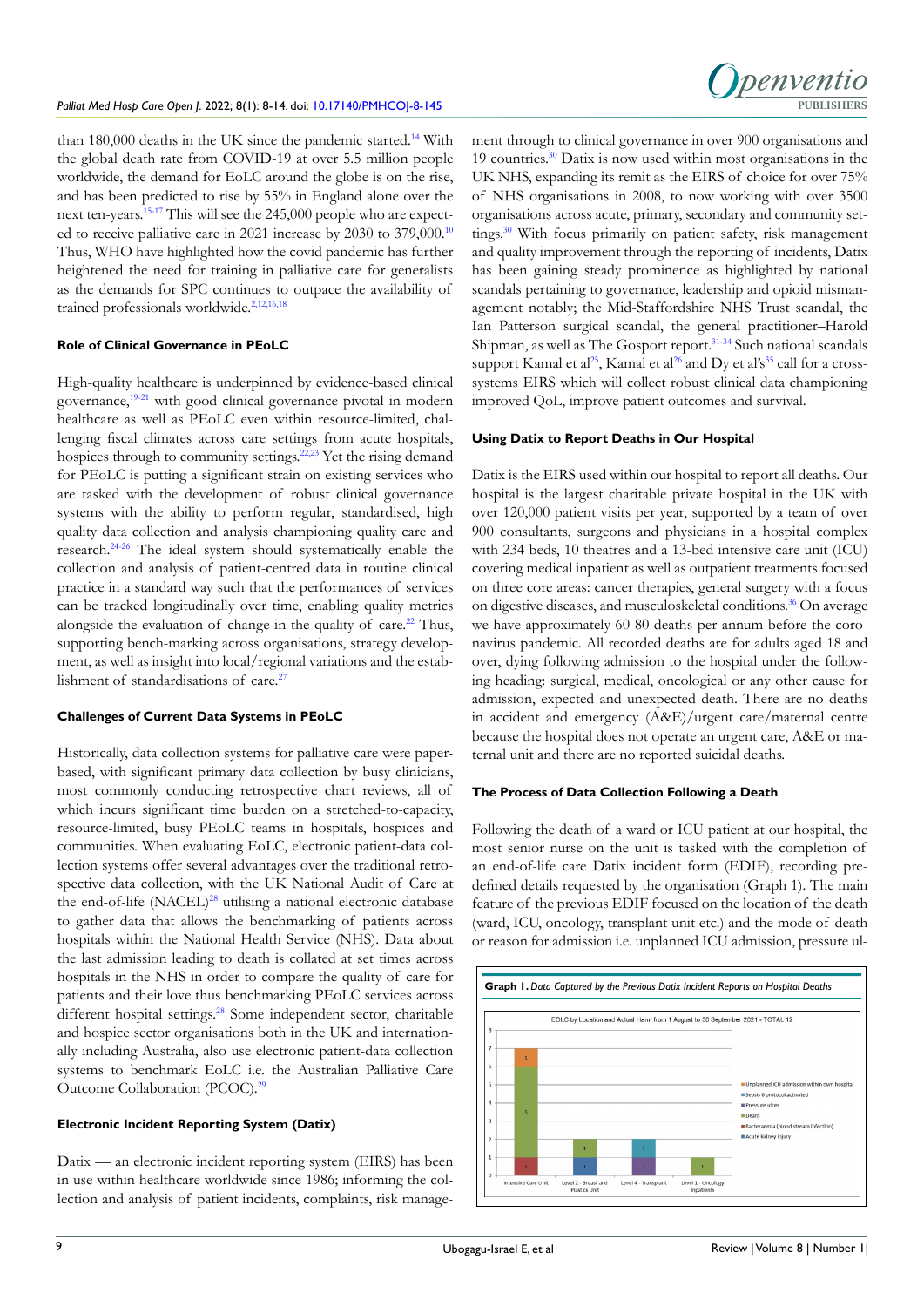than 180,000 deaths in the UK since the pandemic started.[14] With the global death rate from COVID-19 at over 5.5 million people worldwide, the demand for EoLC around the globe is on the rise, and has been predicted to rise by 55% in England alone over the next ten-years.[15-17] This will see the 245,000 people who are expected to receive palliative care in 2021 increase by 2030 to 379,000.[10] Thus, WHO have highlighted how the covid pandemic has further heightened the need for training in palliative care for generalists as the demands for SPC continues to outpace the availability of trained professionals worldwide.[2,12,16,18]

### Role of Clinical Governance in PEoLC

High-quality healthcare is underpinned by evidence-based clinical governance,[19-21] with good clinical governance pivotal in modern healthcare as well as PEoLC even within resource-limited, challenging fiscal climates across care settings from acute hospitals, hospices through to community settings.[22,23] Yet the rising demand for PEoLC is putting a significant strain on existing services who are tasked with the development of robust clinical governance systems with the ability to perform regular, standardised, high quality data collection and analysis championing quality care and research.[24-26] The ideal system should systematically enable the collection and analysis of patient-centred data in routine clinical practice in a standard way such that the performances of services can be tracked longitudinally over time, enabling quality metrics alongside the evaluation of change in the quality of care.[22] Thus, supporting bench-marking across organisations, strategy development, as well as insight into local/regional variations and the establishment of standardisations of care.[27]

### Challenges of Current Data Systems in PEoLC

Historically, data collection systems for palliative care were paper-based, with significant primary data collection by busy clinicians, most commonly conducting retrospective chart reviews, all of which incurs significant time burden on a stretched-to-capacity, resource-limited, busy PEoLC teams in hospitals, hospices and communities. When evaluating EoLC, electronic patient-data collection systems offer several advantages over the traditional retrospective data collection, with the UK National Audit of Care at the end-of-life (NACEL)[28] utilising a national electronic database to gather data that allows the benchmarking of patients across hospitals within the National Health Service (NHS). Data about the last admission leading to death is collated at set times across hospitals in the NHS in order to compare the quality of care for patients and their love thus benchmarking PEoLC services across different hospital settings.[28] Some independent sector, charitable and hospice sector organisations both in the UK and internationally including Australia, also use electronic patient-data collection systems to benchmark EoLC i.e. the Australian Palliative Care Outcome Collaboration (PCOC).[29]

### Electronic Incident Reporting System (Datix)

Datix — an electronic incident reporting system (EIRS) has been in use within healthcare worldwide since 1986; informing the collection and analysis of patient incidents, complaints, risk management through to clinical governance in over 900 organisations and 19 countries.[30] Datix is now used within most organisations in the UK NHS, expanding its remit as the EIRS of choice for over 75% of NHS organisations in 2008, to now working with over 3500 organisations across acute, primary, secondary and community settings.[30] With focus primarily on patient safety, risk management and quality improvement through the reporting of incidents, Datix has been gaining steady prominence as highlighted by national scandals pertaining to governance, leadership and opioid mismanagement notably; the Mid-Staffordshire NHS Trust scandal, the Ian Patterson surgical scandal, the general practitioner–Harold Shipman, as well as The Gosport report.[31-34] Such national scandals support Kamal et al[25], Kamal et al[26] and Dy et al's[35] call for a cross-systems EIRS which will collect robust clinical data championing improved QoL, improve patient outcomes and survival.

### Using Datix to Report Deaths in Our Hospital

Datix is the EIRS used within our hospital to report all deaths. Our hospital is the largest charitable private hospital in the UK with over 120,000 patient visits per year, supported by a team of over 900 consultants, surgeons and physicians in a hospital complex with 234 beds, 10 theatres and a 13-bed intensive care unit (ICU) covering medical inpatient as well as outpatient treatments focused on three core areas: cancer therapies, general surgery with a focus on digestive diseases, and musculoskeletal conditions.[36] On average we have approximately 60-80 deaths per annum before the coronavirus pandemic. All recorded deaths are for adults aged 18 and over, dying following admission to the hospital under the following heading: surgical, medical, oncological or any other cause for admission, expected and unexpected death. There are no deaths in accident and emergency (A&E)/urgent care/maternal centre because the hospital does not operate an urgent care, A&E or maternal unit and there are no reported suicidal deaths.

### The Process of Data Collection Following a Death

Following the death of a ward or ICU patient at our hospital, the most senior nurse on the unit is tasked with the completion of an end-of-life care Datix incident form (EDIF), recording predefined details requested by the organisation (Graph 1). The main feature of the previous EDIF focused on the location of the death (ward, ICU, oncology, transplant unit etc.) and the mode of death or reason for admission i.e. unplanned ICU admission, pressure ul-

**Graph 1.** *Data Captured by the Previous Datix Incident Reports on Hospital Deaths*

EOLC by Location and Actual Harm from 1 August to 30 September 2021 - TOTAL 12

| Location | Unplanned ICU admission within own hospital | Sepsis 6 protocol activated | Pressure ulcer | Death | Bacteraemia (blood stream infection) | Acute kidney injury |
|---|---|---|---|---|---|---|
| Intensive Care Unit | 1 | | | 5 | 1 | |
| Level 2 Breast and Plastics Unit | | | | 1 | | 1 |
| Level 4 Transplant | | 1 | 1 | | | |
| Level 1 Oncology Inpatients | | | | 1 | | |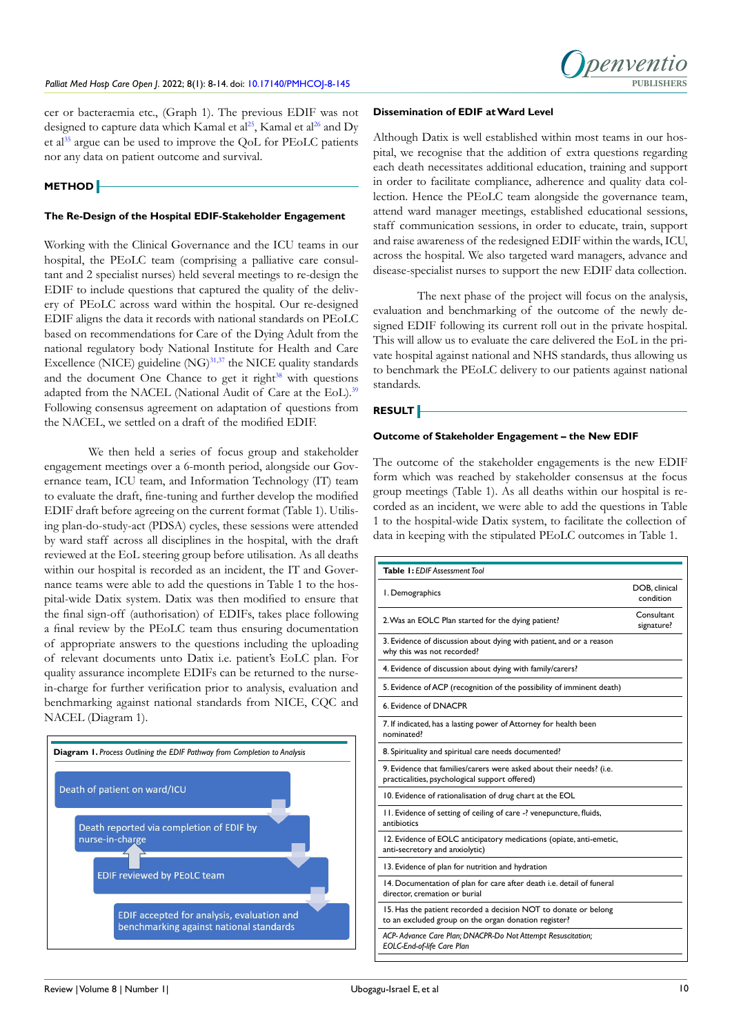cer or bacteraemia etc., (Graph 1). The previous EDIF was not designed to capture data which Kamal et al[25], Kamal et al[26] and Dy et al[35] argue can be used to improve the QoL for PEoLC patients nor any data on patient outcome and survival.

## METHOD

### The Re-Design of the Hospital EDIF-Stakeholder Engagement

Working with the Clinical Governance and the ICU teams in our hospital, the PEoLC team (comprising a palliative care consultant and 2 specialist nurses) held several meetings to re-design the EDIF to include questions that captured the quality of the delivery of PEoLC across ward within the hospital. Our re-designed EDIF aligns the data it records with national standards on PEoLC based on recommendations for Care of the Dying Adult from the national regulatory body National Institute for Health and Care Excellence (NICE) guideline (NG)[31,37] the NICE quality standards and the document One Chance to get it right[38] with questions adapted from the NACEL (National Audit of Care at the EoL).[39] Following consensus agreement on adaptation of questions from the NACEL, we settled on a draft of the modified EDIF.

We then held a series of focus group and stakeholder engagement meetings over a 6-month period, alongside our Governance team, ICU team, and Information Technology (IT) team to evaluate the draft, fine-tuning and further develop the modified EDIF draft before agreeing on the current format (Table 1). Utilising plan-do-study-act (PDSA) cycles, these sessions were attended by ward staff across all disciplines in the hospital, with the draft reviewed at the EoL steering group before utilisation. As all deaths within our hospital is recorded as an incident, the IT and Governance teams were able to add the questions in Table 1 to the hospital-wide Datix system. Datix was then modified to ensure that the final sign-off (authorisation) of EDIFs, takes place following a final review by the PEoLC team thus ensuring documentation of appropriate answers to the questions including the uploading of relevant documents unto Datix i.e. patient's EoLC plan. For quality assurance incomplete EDIFs can be returned to the nurse-in-charge for further verification prior to analysis, evaluation and benchmarking against national standards from NICE, CQC and NACEL (Diagram 1).

**Diagram 1.** *Process Outlining the EDIF Pathway from Completion to Analysis*

- Death of patient on ward/ICU
- Death reported via completion of EDIF by nurse-in-charge
- EDIF reviewed by PEoLC team
- EDIF accepted for analysis, evaluation and benchmarking against national standards

### Dissemination of EDIF at Ward Level

Although Datix is well established within most teams in our hospital, we recognise that the addition of extra questions regarding each death necessitates additional education, training and support in order to facilitate compliance, adherence and quality data collection. Hence the PEoLC team alongside the governance team, attend ward manager meetings, established educational sessions, staff communication sessions, in order to educate, train, support and raise awareness of the redesigned EDIF within the wards, ICU, across the hospital. We also targeted ward managers, advance and disease-specialist nurses to support the new EDIF data collection.

The next phase of the project will focus on the analysis, evaluation and benchmarking of the outcome of the newly designed EDIF following its current roll out in the private hospital. This will allow us to evaluate the care delivered the EoL in the private hospital against national and NHS standards, thus allowing us to benchmark the PEoLC delivery to our patients against national standards.

## RESULT

### Outcome of Stakeholder Engagement – the New EDIF

The outcome of the stakeholder engagements is the new EDIF form which was reached by stakeholder consensus at the focus group meetings (Table 1). As all deaths within our hospital is recorded as an incident, we were able to add the questions in Table 1 to the hospital-wide Datix system, to facilitate the collection of data in keeping with the stipulated PEoLC outcomes in Table 1.

**Table 1:** *EDIF Assessment Tool*

| | |
|---|---|
| 1. Demographics | DOB, clinical condition |
| 2. Was an EOLC Plan started for the dying patient? | Consultant signature? |
| 3. Evidence of discussion about dying with patient, and or a reason why this was not recorded? | |
| 4. Evidence of discussion about dying with family/carers? | |
| 5. Evidence of ACP (recognition of the possibility of imminent death) | |
| 6. Evidence of DNACPR | |
| 7. If indicated, has a lasting power of Attorney for health been nominated? | |
| 8. Spirituality and spiritual care needs documented? | |
| 9. Evidence that families/carers were asked about their needs? (i.e. practicalities, psychological support offered) | |
| 10. Evidence of rationalisation of drug chart at the EOL | |
| 11. Evidence of setting of ceiling of care -? venepuncture, fluids, antibiotics | |
| 12. Evidence of EOLC anticipatory medications (opiate, anti-emetic, anti-secretory and anxiolytic) | |
| 13. Evidence of plan for nutrition and hydration | |
| 14. Documentation of plan for care after death i.e. detail of funeral director, cremation or burial | |
| 15. Has the patient recorded a decision NOT to donate or belong to an excluded group on the organ donation register? | |

*ACP- Advance Care Plan; DNACPR-Do Not Attempt Resuscitation; EOLC-End-of-life Care Plan*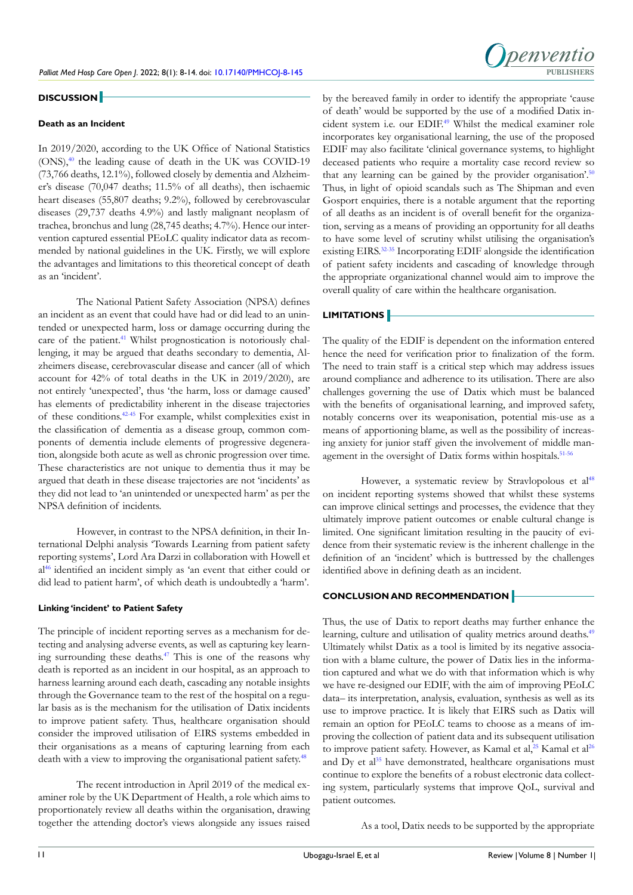## DISCUSSION

### Death as an Incident

In 2019/2020, according to the UK Office of National Statistics (ONS),[40] the leading cause of death in the UK was COVID-19 (73,766 deaths, 12.1%), followed closely by dementia and Alzheimer's disease (70,047 deaths; 11.5% of all deaths), then ischaemic heart diseases (55,807 deaths; 9.2%), followed by cerebrovascular diseases (29,737 deaths 4.9%) and lastly malignant neoplasm of trachea, bronchus and lung (28,745 deaths; 4.7%). Hence our intervention captured essential PEoLC quality indicator data as recommended by national guidelines in the UK. Firstly, we will explore the advantages and limitations to this theoretical concept of death as an 'incident'.

The National Patient Safety Association (NPSA) defines an incident as an event that could have had or did lead to an unintended or unexpected harm, loss or damage occurring during the care of the patient.[41] Whilst prognostication is notoriously challenging, it may be argued that deaths secondary to dementia, Alzheimers disease, cerebrovascular disease and cancer (all of which account for 42% of total deaths in the UK in 2019/2020), are not entirely 'unexpected', thus 'the harm, loss or damage caused' has elements of predictability inherent in the disease trajectories of these conditions.[42-45] For example, whilst complexities exist in the classification of dementia as a disease group, common components of dementia include elements of progressive degeneration, alongside both acute as well as chronic progression over time. These characteristics are not unique to dementia thus it may be argued that death in these disease trajectories are not 'incidents' as they did not lead to 'an unintended or unexpected harm' as per the NPSA definition of incidents.

However, in contrast to the NPSA definition, in their International Delphi analysis 'Towards Learning from patient safety reporting systems', Lord Ara Darzi in collaboration with Howell et al[46] identified an incident simply as 'an event that either could or did lead to patient harm', of which death is undoubtedly a 'harm'.

### Linking 'incident' to Patient Safety

The principle of incident reporting serves as a mechanism for detecting and analysing adverse events, as well as capturing key learning surrounding these deaths.[47] This is one of the reasons why death is reported as an incident in our hospital, as an approach to harness learning around each death, cascading any notable insights through the Governance team to the rest of the hospital on a regular basis as is the mechanism for the utilisation of Datix incidents to improve patient safety. Thus, healthcare organisation should consider the improved utilisation of EIRS systems embedded in their organisations as a means of capturing learning from each death with a view to improving the organisational patient safety.[48]

The recent introduction in April 2019 of the medical examiner role by the UK Department of Health, a role which aims to proportionately review all deaths within the organisation, drawing together the attending doctor's views alongside any issues raised by the bereaved family in order to identify the appropriate 'cause of death' would be supported by the use of a modified Datix incident system i.e. our EDIF.[49] Whilst the medical examiner role incorporates key organisational learning, the use of the proposed EDIF may also facilitate 'clinical governance systems, to highlight deceased patients who require a mortality case record review so that any learning can be gained by the provider organisation'.[50] Thus, in light of opioid scandals such as The Shipman and even Gosport enquiries, there is a notable argument that the reporting of all deaths as an incident is of overall benefit for the organization, serving as a means of providing an opportunity for all deaths to have some level of scrutiny whilst utilising the organisation's existing EIRS.[32-35] Incorporating EDIF alongside the identification of patient safety incidents and cascading of knowledge through the appropriate organizational channel would aim to improve the overall quality of care within the healthcare organisation.

## LIMITATIONS

The quality of the EDIF is dependent on the information entered hence the need for verification prior to finalization of the form. The need to train staff is a critical step which may address issues around compliance and adherence to its utilisation. There are also challenges governing the use of Datix which must be balanced with the benefits of organisational learning, and improved safety, notably concerns over its weaponisation, potential mis-use as a means of apportioning blame, as well as the possibility of increasing anxiety for junior staff given the involvement of middle management in the oversight of Datix forms within hospitals.[51-56]

However, a systematic review by Stravlopolous et al[48] on incident reporting systems showed that whilst these systems can improve clinical settings and processes, the evidence that they ultimately improve patient outcomes or enable cultural change is limited. One significant limitation resulting in the paucity of evidence from their systematic review is the inherent challenge in the definition of an 'incident' which is buttressed by the challenges identified above in defining death as an incident.

## CONCLUSION AND RECOMMENDATION

Thus, the use of Datix to report deaths may further enhance the learning, culture and utilisation of quality metrics around deaths.[49] Ultimately whilst Datix as a tool is limited by its negative association with a blame culture, the power of Datix lies in the information captured and what we do with that information which is why we have re-designed our EDIF, with the aim of improving PEoLC data– its interpretation, analysis, evaluation, synthesis as well as its use to improve practice. It is likely that EIRS such as Datix will remain an option for PEoLC teams to choose as a means of improving the collection of patient data and its subsequent utilisation to improve patient safety. However, as Kamal et al,[25] Kamal et al[26] and Dy et al[35] have demonstrated, healthcare organisations must continue to explore the benefits of a robust electronic data collecting system, particularly systems that improve QoL, survival and patient outcomes.

As a tool, Datix needs to be supported by the appropriate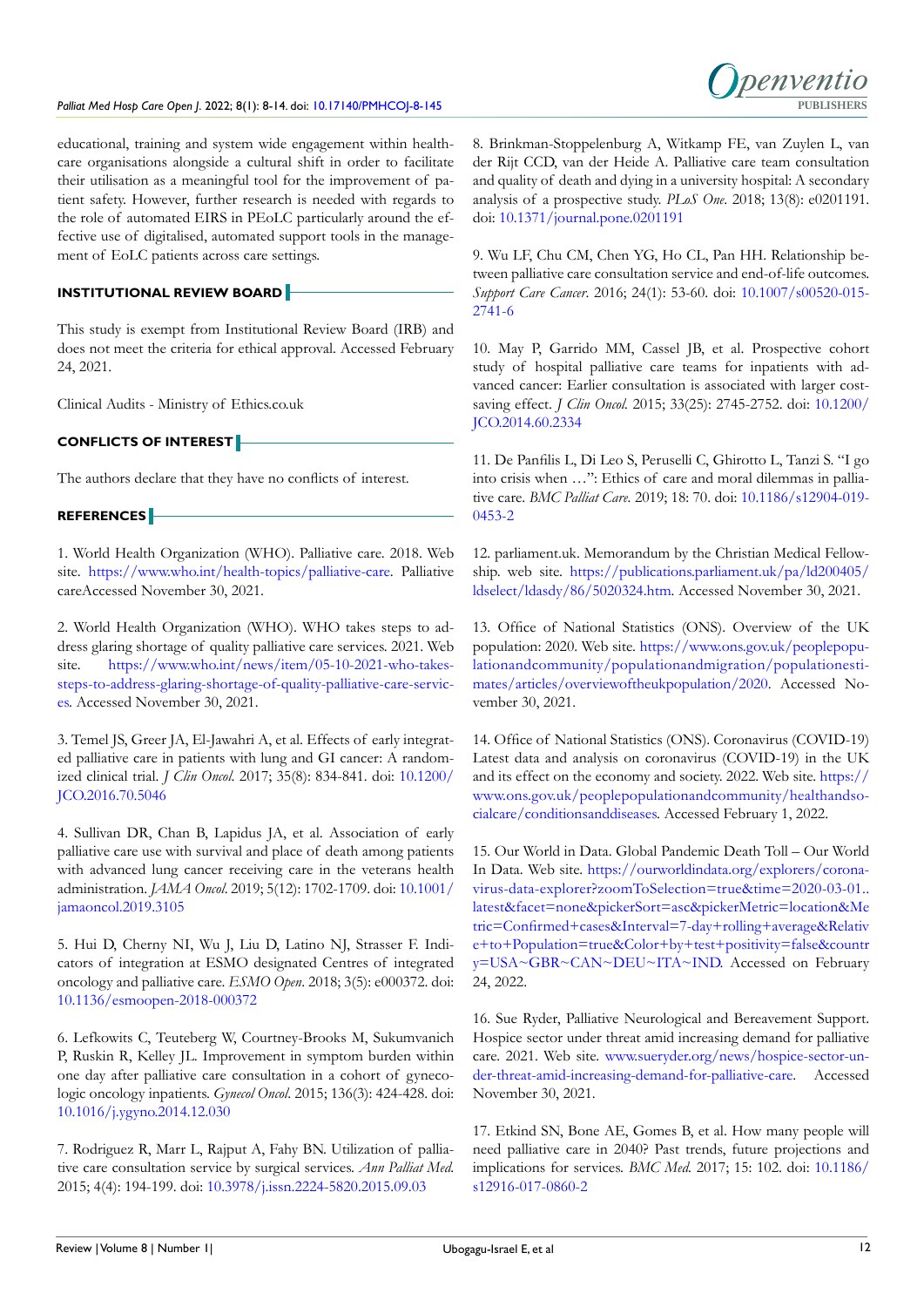educational, training and system wide engagement within healthcare organisations alongside a cultural shift in order to facilitate their utilisation as a meaningful tool for the improvement of patient safety. However, further research is needed with regards to the role of automated EIRS in PEoLC particularly around the effective use of digitalised, automated support tools in the management of EoLC patients across care settings.

## INSTITUTIONAL REVIEW BOARD

This study is exempt from Institutional Review Board (IRB) and does not meet the criteria for ethical approval. Accessed February 24, 2021.

Clinical Audits - Ministry of Ethics.co.uk

## CONFLICTS OF INTEREST

The authors declare that they have no conflicts of interest.

## REFERENCES

1. World Health Organization (WHO). Palliative care. 2018. Web site. https://www.who.int/health-topics/palliative-care. Palliative careAccessed November 30, 2021.

2. World Health Organization (WHO). WHO takes steps to address glaring shortage of quality palliative care services. 2021. Web site. https://www.who.int/news/item/05-10-2021-who-takes-steps-to-address-glaring-shortage-of-quality-palliative-care-services. Accessed November 30, 2021.

3. Temel JS, Greer JA, El-Jawahri A, et al. Effects of early integrated palliative care in patients with lung and GI cancer: A randomized clinical trial. *J Clin Oncol.* 2017; 35(8): 834-841. doi: 10.1200/JCO.2016.70.5046

4. Sullivan DR, Chan B, Lapidus JA, et al. Association of early palliative care use with survival and place of death among patients with advanced lung cancer receiving care in the veterans health administration. *JAMA Oncol*. 2019; 5(12): 1702-1709. doi: 10.1001/jamaoncol.2019.3105

5. Hui D, Cherny NI, Wu J, Liu D, Latino NJ, Strasser F. Indicators of integration at ESMO designated Centres of integrated oncology and palliative care. *ESMO Open*. 2018; 3(5): e000372. doi: 10.1136/esmoopen-2018-000372

6. Lefkowits C, Teuteberg W, Courtney-Brooks M, Sukumvanich P, Ruskin R, Kelley JL. Improvement in symptom burden within one day after palliative care consultation in a cohort of gynecologic oncology inpatients. *Gynecol Oncol*. 2015; 136(3): 424-428. doi: 10.1016/j.ygyno.2014.12.030

7. Rodriguez R, Marr L, Rajput A, Fahy BN. Utilization of palliative care consultation service by surgical services. *Ann Palliat Med.* 2015; 4(4): 194-199. doi: 10.3978/j.issn.2224-5820.2015.09.03

8. Brinkman-Stoppelenburg A, Witkamp FE, van Zuylen L, van der Rijt CCD, van der Heide A. Palliative care team consultation and quality of death and dying in a university hospital: A secondary analysis of a prospective study. *PLoS One*. 2018; 13(8): e0201191. doi: 10.1371/journal.pone.0201191

9. Wu LF, Chu CM, Chen YG, Ho CL, Pan HH. Relationship between palliative care consultation service and end-of-life outcomes. *Support Care Cancer*. 2016; 24(1): 53-60. doi: 10.1007/s00520-015-2741-6

10. May P, Garrido MM, Cassel JB, et al. Prospective cohort study of hospital palliative care teams for inpatients with advanced cancer: Earlier consultation is associated with larger cost-saving effect. *J Clin Oncol.* 2015; 33(25): 2745-2752. doi: 10.1200/JCO.2014.60.2334

11. De Panfilis L, Di Leo S, Peruselli C, Ghirotto L, Tanzi S. "I go into crisis when …": Ethics of care and moral dilemmas in palliative care. *BMC Palliat Care*. 2019; 18: 70. doi: 10.1186/s12904-019-0453-2

12. parliament.uk. Memorandum by the Christian Medical Fellowship. web site. https://publications.parliament.uk/pa/ld200405/ldselect/ldasdy/86/5020324.htm. Accessed November 30, 2021.

13. Office of National Statistics (ONS). Overview of the UK population: 2020. Web site. https://www.ons.gov.uk/peoplepopulationandcommunity/populationandmigration/populationestimates/articles/overviewoftheukpopulation/2020. Accessed November 30, 2021.

14. Office of National Statistics (ONS). Coronavirus (COVID-19) Latest data and analysis on coronavirus (COVID-19) in the UK and its effect on the economy and society. 2022. Web site. https://www.ons.gov.uk/peoplepopulationandcommunity/healthandsocialcare/conditionsanddiseases. Accessed February 1, 2022.

15. Our World in Data. Global Pandemic Death Toll – Our World In Data. Web site. https://ourworldindata.org/explorers/coronavirus-data-explorer?zoomToSelection=true&time=2020-03-01..latest&facet=none&pickerSort=asc&pickerMetric=location&Metric=Confirmed+cases&Interval=7-day+rolling+average&Relative+to+Population=true&Color+by+test+positivity=false&country=USA~GBR~CAN~DEU~ITA~IND. Accessed on February 24, 2022.

16. Sue Ryder, Palliative Neurological and Bereavement Support. Hospice sector under threat amid increasing demand for palliative care. 2021. Web site. www.sueryder.org/news/hospice-sector-under-threat-amid-increasing-demand-for-palliative-care. Accessed November 30, 2021.

17. Etkind SN, Bone AE, Gomes B, et al. How many people will need palliative care in 2040? Past trends, future projections and implications for services. *BMC Med.* 2017; 15: 102. doi: 10.1186/s12916-017-0860-2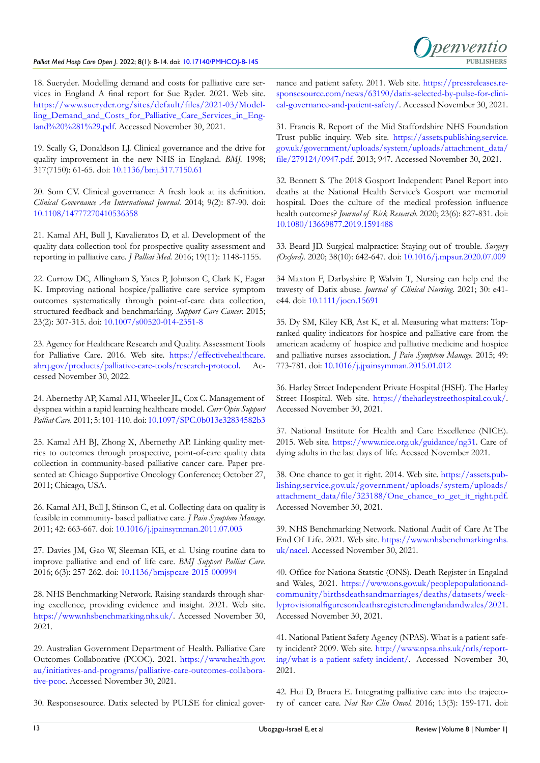18. Sueryder. Modelling demand and costs for palliative care services in England A final report for Sue Ryder. 2021. Web site. https://www.sueryder.org/sites/default/files/2021-03/Modelling_Demand_and_Costs_for_Palliative_Care_Services_in_England%20%281%29.pdf. Accessed November 30, 2021.

19. Scally G, Donaldson LJ. Clinical governance and the drive for quality improvement in the new NHS in England. *BMJ.* 1998; 317(7150): 61-65. doi: 10.1136/bmj.317.7150.61

20. Som CV. Clinical governance: A fresh look at its definition. *Clinical Governance An International Journal.* 2014; 9(2): 87-90. doi: 10.1108/14777270410536358

21. Kamal AH, Bull J, Kavalieratos D, et al. Development of the quality data collection tool for prospective quality assessment and reporting in palliative care. *J Palliat Med.* 2016; 19(11): 1148-1155.

22. Currow DC, Allingham S, Yates P, Johnson C, Clark K, Eagar K. Improving national hospice/palliative care service symptom outcomes systematically through point-of-care data collection, structured feedback and benchmarking. *Support Care Cancer.* 2015; 23(2): 307-315. doi: 10.1007/s00520-014-2351-8

23. Agency for Healthcare Research and Quality. Assessment Tools for Palliative Care. 2016. Web site. https://effectivehealthcare.ahrq.gov/products/palliative-care-tools/research-protocol. Accessed November 30, 2022.

24. Abernethy AP, Kamal AH, Wheeler JL, Cox C. Management of dyspnea within a rapid learning healthcare model. *Curr Opin Support Palliat Care.* 2011; 5: 101-110. doi: 10.1097/SPC.0b013e32834582b3

25. Kamal AH BJ, Zhong X, Abernethy AP. Linking quality metrics to outcomes through prospective, point-of-care quality data collection in community-based palliative cancer care. Paper presented at: Chicago Supportive Oncology Conference; October 27, 2011; Chicago, USA.

26. Kamal AH, Bull J, Stinson C, et al. Collecting data on quality is feasible in community- based palliative care. *J Pain Symptom Manage.* 2011; 42: 663-667. doi: 10.1016/j.jpainsymman.2011.07.003

27. Davies JM, Gao W, Sleeman KE, et al. Using routine data to improve palliative and end of life care. *BMJ Support Palliat Care.* 2016; 6(3): 257-262. doi: 10.1136/bmjspcare-2015-000994

28. NHS Benchmarking Network. Raising standards through sharing excellence, providing evidence and insight. 2021. Web site. https://www.nhsbenchmarking.nhs.uk/. Accessed November 30, 2021.

29. Australian Government Department of Health. Palliative Care Outcomes Collaborative (PCOC). 2021. https://www.health.gov.au/initiatives-and-programs/palliative-care-outcomes-collaborative-pcoc. Accessed November 30, 2021.

30. Responsesource. Datix selected by PULSE for clinical governance and patient safety. 2011. Web site. https://pressreleases.responsesource.com/news/63190/datix-selected-by-pulse-for-clinical-governance-and-patient-safety/. Accessed November 30, 2021.

31. Francis R. Report of the Mid Staffordshire NHS Foundation Trust public inquiry. Web site. https://assets.publishing.service.gov.uk/government/uploads/system/uploads/attachment_data/file/279124/0947.pdf. 2013; 947. Accessed November 30, 2021.

32. Bennett S. The 2018 Gosport Independent Panel Report into deaths at the National Health Service's Gosport war memorial hospital. Does the culture of the medical profession influence health outcomes? *Journal of Risk Research.* 2020; 23(6): 827-831. doi: 10.1080/13669877.2019.1591488

33. Beard JD. Surgical malpractice: Staying out of trouble. *Surgery (Oxford).* 2020; 38(10): 642-647. doi: 10.1016/j.mpsur.2020.07.009

34 Maxton F, Darbyshire P, Walvin T, Nursing can help end the travesty of Datix abuse. *Journal of Clinical Nursing.* 2021; 30: e41-e44. doi: 10.1111/jocn.15691

35. Dy SM, Kiley KB, Ast K, et al. Measuring what matters: Top-ranked quality indicators for hospice and palliative care from the american academy of hospice and palliative medicine and hospice and palliative nurses association. *J Pain Symptom Manage.* 2015; 49: 773-781. doi: 10.1016/j.jpainsymman.2015.01.012

36. Harley Street Independent Private Hospital (HSH). The Harley Street Hospital. Web site. https://theharleystreethospital.co.uk/. Accessed November 30, 2021.

37. National Institute for Health and Care Excellence (NICE). 2015. Web site. https://www.nice.org.uk/guidance/ng31. Care of dying adults in the last days of life. Acessed November 2021.

38. One chance to get it right. 2014. Web site. https://assets.publishing.service.gov.uk/government/uploads/system/uploads/attachment_data/file/323188/One_chance_to_get_it_right.pdf. Accessed November 30, 2021.

39. NHS Benchmarking Network. National Audit of Care At The End Of Life. 2021. Web site. https://www.nhsbenchmarking.nhs.uk/nacel. Accessed November 30, 2021.

40. Office for Nationa Statstic (ONS). Death Register in Engalnd and Wales, 2021. https://www.ons.gov.uk/peoplepopulationandcommunity/birthsdeathsandmarriages/deaths/datasets/weeklyprovisionalfiguresondeathsregisteredinenglandandwales/2021. Accessed November 30, 2021.

41. National Patient Safety Agency (NPAS). What is a patient safety incident? 2009. Web site. http://www.npsa.nhs.uk/nrls/reporting/what-is-a-patient-safety-incident/. Accessed November 30, 2021.

42. Hui D, Bruera E. Integrating palliative care into the trajectory of cancer care. *Nat Rev Clin Oncol.* 2016; 13(3): 159-171. doi: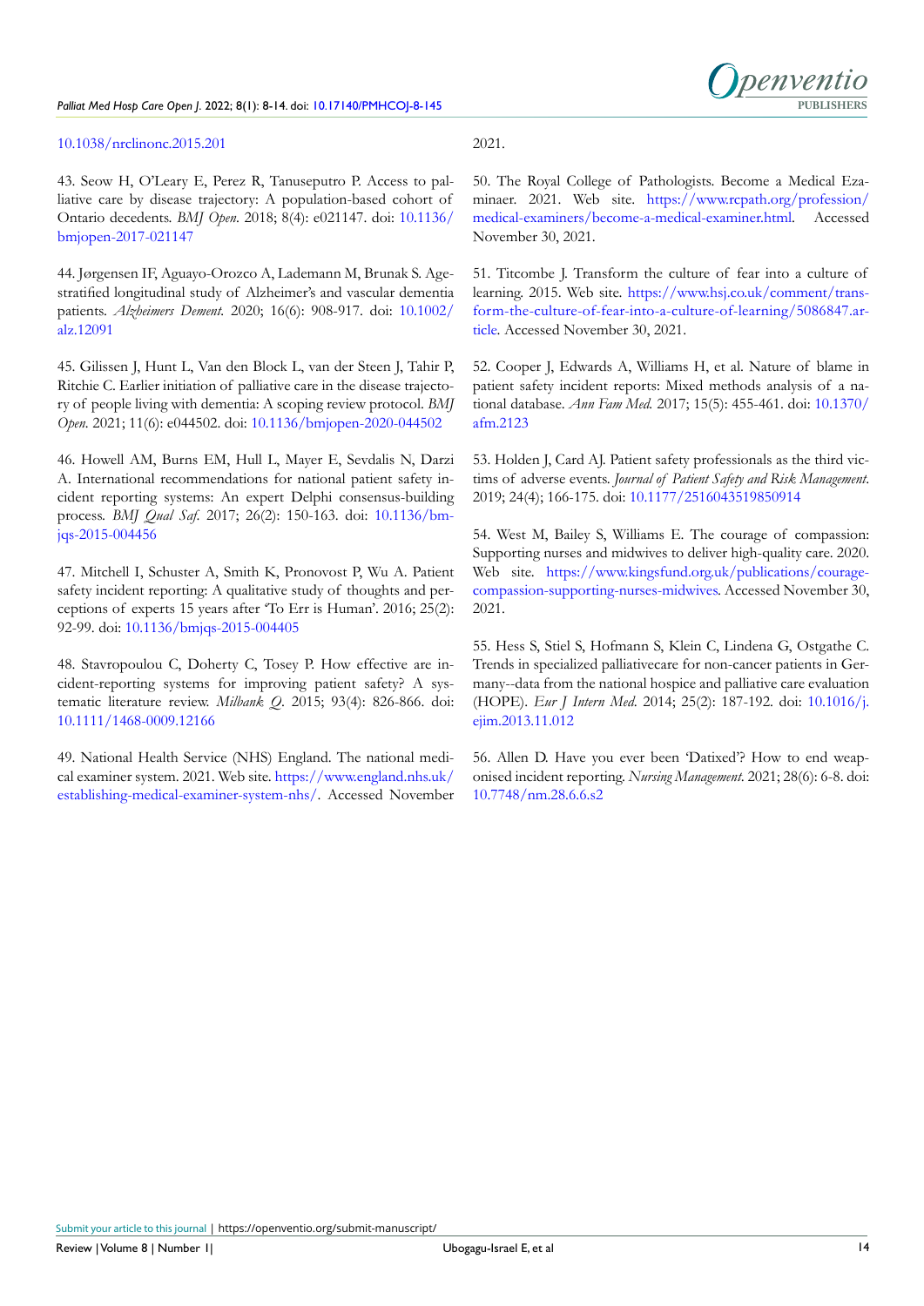10.1038/nrclinonc.2015.201

43. Seow H, O'Leary E, Perez R, Tanuseputro P. Access to palliative care by disease trajectory: A population-based cohort of Ontario decedents. *BMJ Open*. 2018; 8(4): e021147. doi: 10.1136/bmjopen-2017-021147

44. Jørgensen IF, Aguayo-Orozco A, Lademann M, Brunak S. Age-stratified longitudinal study of Alzheimer's and vascular dementia patients. *Alzheimers Dement*. 2020; 16(6): 908-917. doi: 10.1002/alz.12091

45. Gilissen J, Hunt L, Van den Block L, van der Steen J, Tahir P, Ritchie C. Earlier initiation of palliative care in the disease trajectory of people living with dementia: A scoping review protocol. *BMJ Open*. 2021; 11(6): e044502. doi: 10.1136/bmjopen-2020-044502

46. Howell AM, Burns EM, Hull L, Mayer E, Sevdalis N, Darzi A. International recommendations for national patient safety incident reporting systems: An expert Delphi consensus-building process. *BMJ Qual Saf*. 2017; 26(2): 150-163. doi: 10.1136/bmjqs-2015-004456

47. Mitchell I, Schuster A, Smith K, Pronovost P, Wu A. Patient safety incident reporting: A qualitative study of thoughts and perceptions of experts 15 years after 'To Err is Human'. 2016; 25(2): 92-99. doi: 10.1136/bmjqs-2015-004405

48. Stavropoulou C, Doherty C, Tosey P. How effective are incident-reporting systems for improving patient safety? A systematic literature review. *Milbank Q*. 2015; 93(4): 826-866. doi: 10.1111/1468-0009.12166

49. National Health Service (NHS) England. The national medical examiner system. 2021. Web site. https://www.england.nhs.uk/establishing-medical-examiner-system-nhs/. Accessed November 2021.

50. The Royal College of Pathologists. Become a Medical Ezaminaer. 2021. Web site. https://www.rcpath.org/profession/medical-examiners/become-a-medical-examiner.html. Accessed November 30, 2021.

51. Titcombe J. Transform the culture of fear into a culture of learning. 2015. Web site. https://www.hsj.co.uk/comment/transform-the-culture-of-fear-into-a-culture-of-learning/5086847.article. Accessed November 30, 2021.

52. Cooper J, Edwards A, Williams H, et al. Nature of blame in patient safety incident reports: Mixed methods analysis of a national database. *Ann Fam Med*. 2017; 15(5): 455-461. doi: 10.1370/afm.2123

53. Holden J, Card AJ. Patient safety professionals as the third victims of adverse events. *Journal of Patient Safety and Risk Management*. 2019; 24(4); 166-175. doi: 10.1177/2516043519850914

54. West M, Bailey S, Williams E. The courage of compassion: Supporting nurses and midwives to deliver high-quality care. 2020. Web site. https://www.kingsfund.org.uk/publications/courage-compassion-supporting-nurses-midwives. Accessed November 30, 2021.

55. Hess S, Stiel S, Hofmann S, Klein C, Lindena G, Ostgathe C. Trends in specialized palliativecare for non-cancer patients in Germany--data from the national hospice and palliative care evaluation (HOPE). *Eur J Intern Med*. 2014; 25(2): 187-192. doi: 10.1016/j.ejim.2013.11.012

56. Allen D. Have you ever been 'Datixed'? How to end weaponised incident reporting. *Nursing Management*. 2021; 28(6): 6-8. doi: 10.7748/nm.28.6.6.s2